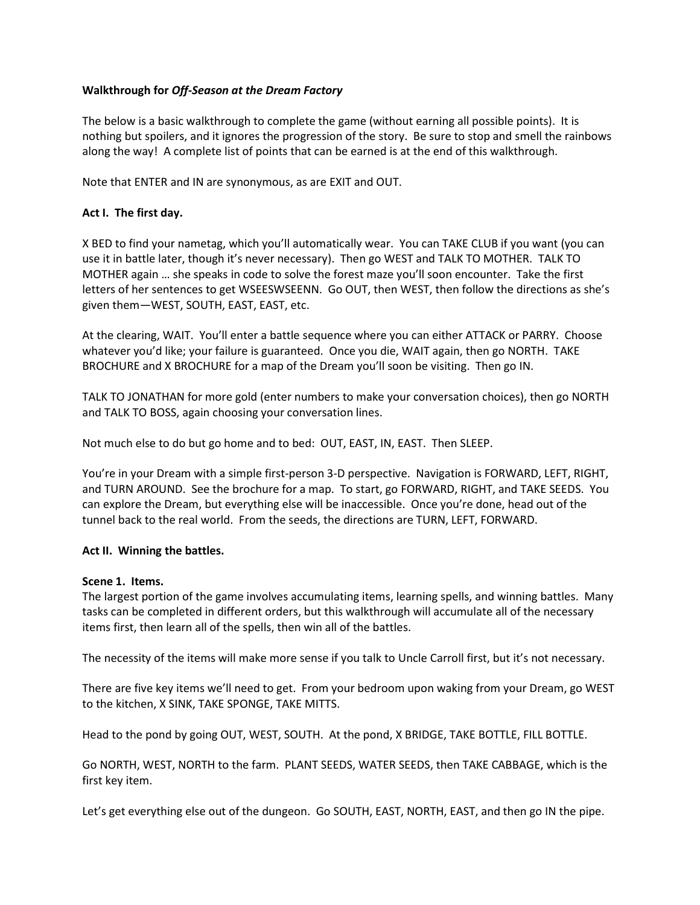**Walkthrough for *Off-Season at the Dream Factory***

The below is a basic walkthrough to complete the game (without earning all possible points). It is nothing but spoilers, and it ignores the progression of the story. Be sure to stop and smell the rainbows along the way! A complete list of points that can be earned is at the end of this walkthrough.

Note that ENTER and IN are synonymous, as are EXIT and OUT.

**Act I. The first day.**

X BED to find your nametag, which you'll automatically wear. You can TAKE CLUB if you want (you can use it in battle later, though it's never necessary). Then go WEST and TALK TO MOTHER. TALK TO MOTHER again … she speaks in code to solve the forest maze you'll soon encounter. Take the first letters of her sentences to get WSEESWSEENN. Go OUT, then WEST, then follow the directions as she's given them—WEST, SOUTH, EAST, EAST, etc.

At the clearing, WAIT. You'll enter a battle sequence where you can either ATTACK or PARRY. Choose whatever you'd like; your failure is guaranteed. Once you die, WAIT again, then go NORTH. TAKE BROCHURE and X BROCHURE for a map of the Dream you'll soon be visiting. Then go IN.

TALK TO JONATHAN for more gold (enter numbers to make your conversation choices), then go NORTH and TALK TO BOSS, again choosing your conversation lines.

Not much else to do but go home and to bed: OUT, EAST, IN, EAST. Then SLEEP.

You're in your Dream with a simple first-person 3-D perspective. Navigation is FORWARD, LEFT, RIGHT, and TURN AROUND. See the brochure for a map. To start, go FORWARD, RIGHT, and TAKE SEEDS. You can explore the Dream, but everything else will be inaccessible. Once you're done, head out of the tunnel back to the real world. From the seeds, the directions are TURN, LEFT, FORWARD.

**Act II. Winning the battles.**

**Scene 1. Items.**
The largest portion of the game involves accumulating items, learning spells, and winning battles. Many tasks can be completed in different orders, but this walkthrough will accumulate all of the necessary items first, then learn all of the spells, then win all of the battles.

The necessity of the items will make more sense if you talk to Uncle Carroll first, but it's not necessary.

There are five key items we'll need to get. From your bedroom upon waking from your Dream, go WEST to the kitchen, X SINK, TAKE SPONGE, TAKE MITTS.

Head to the pond by going OUT, WEST, SOUTH. At the pond, X BRIDGE, TAKE BOTTLE, FILL BOTTLE.

Go NORTH, WEST, NORTH to the farm. PLANT SEEDS, WATER SEEDS, then TAKE CABBAGE, which is the first key item.

Let's get everything else out of the dungeon. Go SOUTH, EAST, NORTH, EAST, and then go IN the pipe.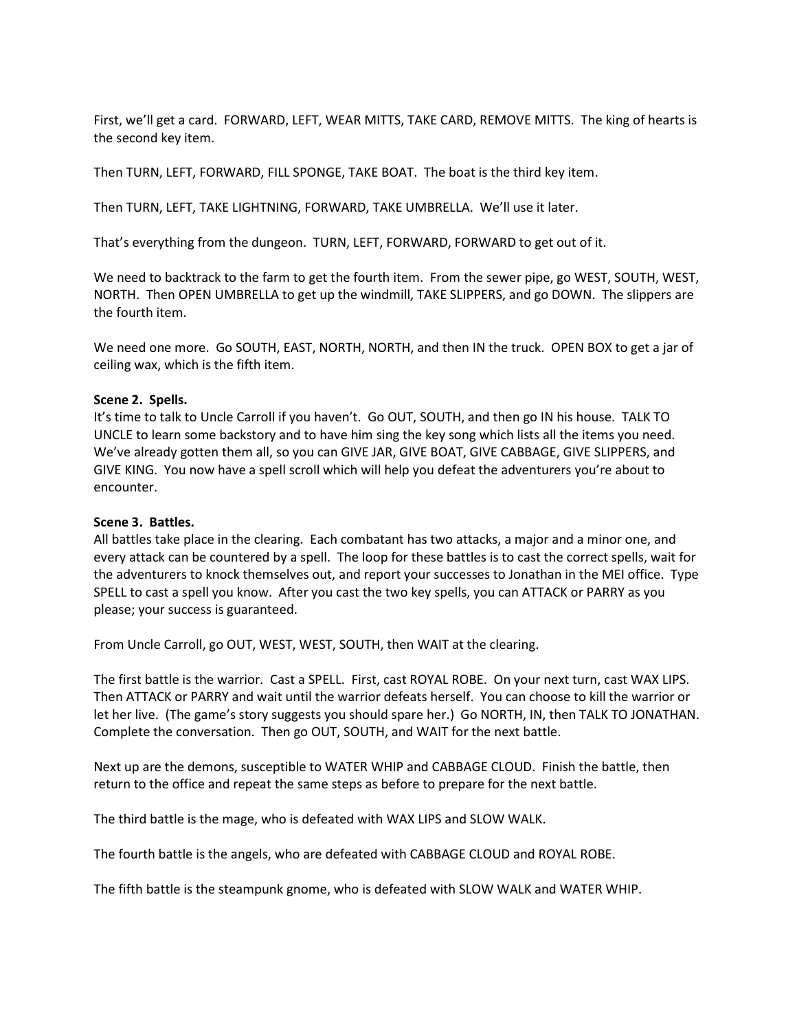First, we'll get a card. FORWARD, LEFT, WEAR MITTS, TAKE CARD, REMOVE MITTS. The king of hearts is the second key item.

Then TURN, LEFT, FORWARD, FILL SPONGE, TAKE BOAT. The boat is the third key item.

Then TURN, LEFT, TAKE LIGHTNING, FORWARD, TAKE UMBRELLA. We'll use it later.

That's everything from the dungeon. TURN, LEFT, FORWARD, FORWARD to get out of it.

We need to backtrack to the farm to get the fourth item. From the sewer pipe, go WEST, SOUTH, WEST, NORTH. Then OPEN UMBRELLA to get up the windmill, TAKE SLIPPERS, and go DOWN. The slippers are the fourth item.

We need one more. Go SOUTH, EAST, NORTH, NORTH, and then IN the truck. OPEN BOX to get a jar of ceiling wax, which is the fifth item.

**Scene 2. Spells.**
It's time to talk to Uncle Carroll if you haven't. Go OUT, SOUTH, and then go IN his house. TALK TO UNCLE to learn some backstory and to have him sing the key song which lists all the items you need. We've already gotten them all, so you can GIVE JAR, GIVE BOAT, GIVE CABBAGE, GIVE SLIPPERS, and GIVE KING. You now have a spell scroll which will help you defeat the adventurers you're about to encounter.

**Scene 3. Battles.**
All battles take place in the clearing. Each combatant has two attacks, a major and a minor one, and every attack can be countered by a spell. The loop for these battles is to cast the correct spells, wait for the adventurers to knock themselves out, and report your successes to Jonathan in the MEI office. Type SPELL to cast a spell you know. After you cast the two key spells, you can ATTACK or PARRY as you please; your success is guaranteed.

From Uncle Carroll, go OUT, WEST, WEST, SOUTH, then WAIT at the clearing.

The first battle is the warrior. Cast a SPELL. First, cast ROYAL ROBE. On your next turn, cast WAX LIPS. Then ATTACK or PARRY and wait until the warrior defeats herself. You can choose to kill the warrior or let her live. (The game's story suggests you should spare her.) Go NORTH, IN, then TALK TO JONATHAN. Complete the conversation. Then go OUT, SOUTH, and WAIT for the next battle.

Next up are the demons, susceptible to WATER WHIP and CABBAGE CLOUD. Finish the battle, then return to the office and repeat the same steps as before to prepare for the next battle.

The third battle is the mage, who is defeated with WAX LIPS and SLOW WALK.

The fourth battle is the angels, who are defeated with CABBAGE CLOUD and ROYAL ROBE.

The fifth battle is the steampunk gnome, who is defeated with SLOW WALK and WATER WHIP.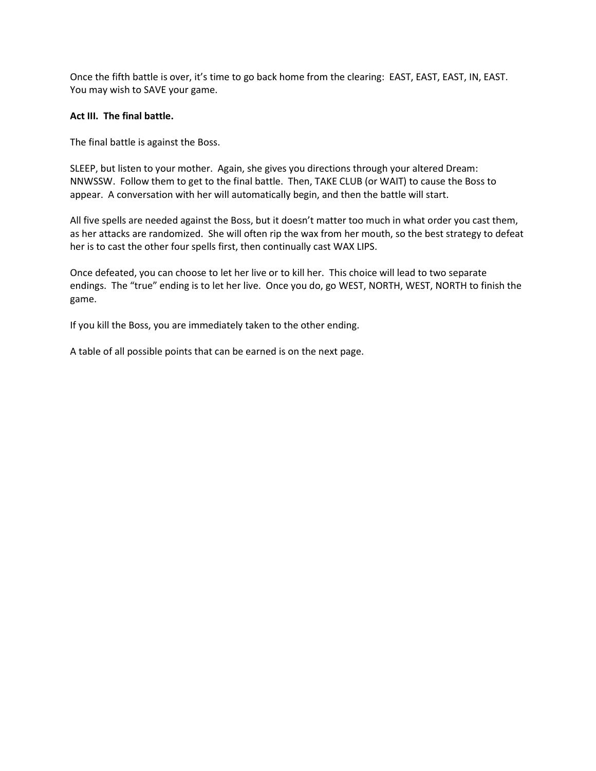Once the fifth battle is over, it's time to go back home from the clearing: EAST, EAST, EAST, IN, EAST. You may wish to SAVE your game.

**Act III. The final battle.**

The final battle is against the Boss.

SLEEP, but listen to your mother. Again, she gives you directions through your altered Dream: NNWSSW. Follow them to get to the final battle. Then, TAKE CLUB (or WAIT) to cause the Boss to appear. A conversation with her will automatically begin, and then the battle will start.

All five spells are needed against the Boss, but it doesn't matter too much in what order you cast them, as her attacks are randomized. She will often rip the wax from her mouth, so the best strategy to defeat her is to cast the other four spells first, then continually cast WAX LIPS.

Once defeated, you can choose to let her live or to kill her. This choice will lead to two separate endings. The "true" ending is to let her live. Once you do, go WEST, NORTH, WEST, NORTH to finish the game.

If you kill the Boss, you are immediately taken to the other ending.

A table of all possible points that can be earned is on the next page.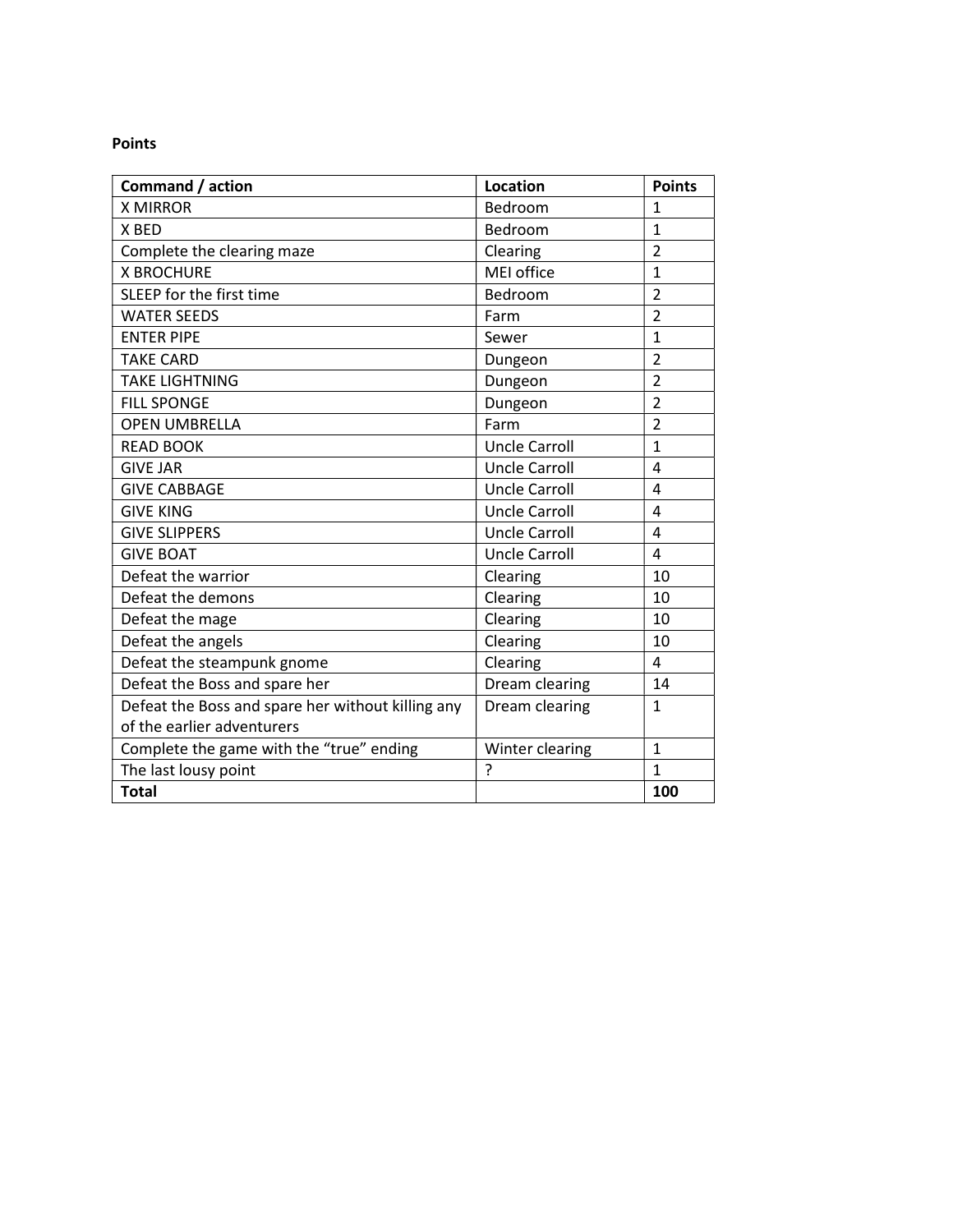**Points**

| Command / action | Location | Points |
|---|---|---|
| X MIRROR | Bedroom | 1 |
| X BED | Bedroom | 1 |
| Complete the clearing maze | Clearing | 2 |
| X BROCHURE | MEI office | 1 |
| SLEEP for the first time | Bedroom | 2 |
| WATER SEEDS | Farm | 2 |
| ENTER PIPE | Sewer | 1 |
| TAKE CARD | Dungeon | 2 |
| TAKE LIGHTNING | Dungeon | 2 |
| FILL SPONGE | Dungeon | 2 |
| OPEN UMBRELLA | Farm | 2 |
| READ BOOK | Uncle Carroll | 1 |
| GIVE JAR | Uncle Carroll | 4 |
| GIVE CABBAGE | Uncle Carroll | 4 |
| GIVE KING | Uncle Carroll | 4 |
| GIVE SLIPPERS | Uncle Carroll | 4 |
| GIVE BOAT | Uncle Carroll | 4 |
| Defeat the warrior | Clearing | 10 |
| Defeat the demons | Clearing | 10 |
| Defeat the mage | Clearing | 10 |
| Defeat the angels | Clearing | 10 |
| Defeat the steampunk gnome | Clearing | 4 |
| Defeat the Boss and spare her | Dream clearing | 14 |
| Defeat the Boss and spare her without killing any of the earlier adventurers | Dream clearing | 1 |
| Complete the game with the "true" ending | Winter clearing | 1 |
| The last lousy point | ? | 1 |
| **Total** | | **100** |